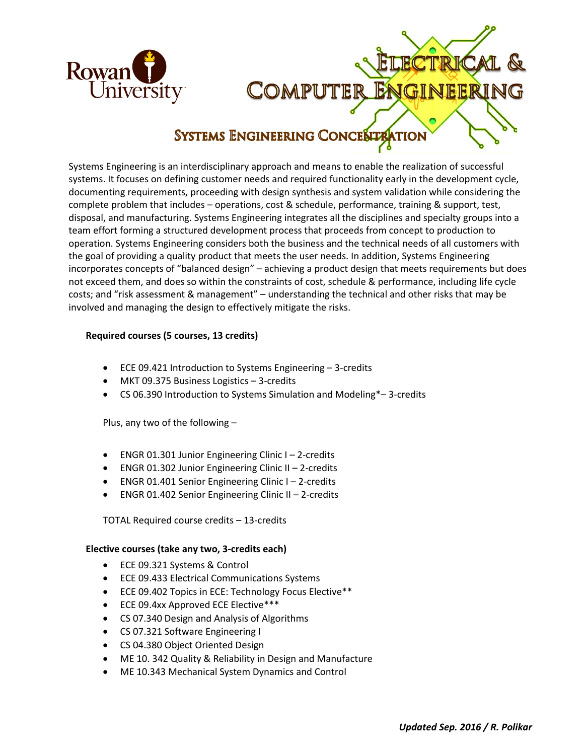Rowan University

# Electrical & Computer Engineering

## Systems Engineering Concentration

Systems Engineering is an interdisciplinary approach and means to enable the realization of successful systems. It focuses on defining customer needs and required functionality early in the development cycle, documenting requirements, proceeding with design synthesis and system validation while considering the complete problem that includes – operations, cost & schedule, performance, training & support, test, disposal, and manufacturing. Systems Engineering integrates all the disciplines and specialty groups into a team effort forming a structured development process that proceeds from concept to production to operation. Systems Engineering considers both the business and the technical needs of all customers with the goal of providing a quality product that meets the user needs. In addition, Systems Engineering incorporates concepts of "balanced design" – achieving a product design that meets requirements but does not exceed them, and does so within the constraints of cost, schedule & performance, including life cycle costs; and "risk assessment & management" – understanding the technical and other risks that may be involved and managing the design to effectively mitigate the risks.

**Required courses (5 courses, 13 credits)**

- ECE 09.421 Introduction to Systems Engineering – 3-credits
- MKT 09.375 Business Logistics – 3-credits
- CS 06.390 Introduction to Systems Simulation and Modeling*– 3-credits

Plus, any two of the following –

- ENGR 01.301 Junior Engineering Clinic I – 2-credits
- ENGR 01.302 Junior Engineering Clinic II – 2-credits
- ENGR 01.401 Senior Engineering Clinic I – 2-credits
- ENGR 01.402 Senior Engineering Clinic II – 2-credits

TOTAL Required course credits – 13-credits

**Elective courses (take any two, 3-credits each)**

- ECE 09.321 Systems & Control
- ECE 09.433 Electrical Communications Systems
- ECE 09.402 Topics in ECE: Technology Focus Elective**
- ECE 09.4xx Approved ECE Elective***
- CS 07.340 Design and Analysis of Algorithms
- CS 07.321 Software Engineering I
- CS 04.380 Object Oriented Design
- ME 10. 342 Quality & Reliability in Design and Manufacture
- ME 10.343 Mechanical System Dynamics and Control

***Updated Sep. 2016 / R. Polikar***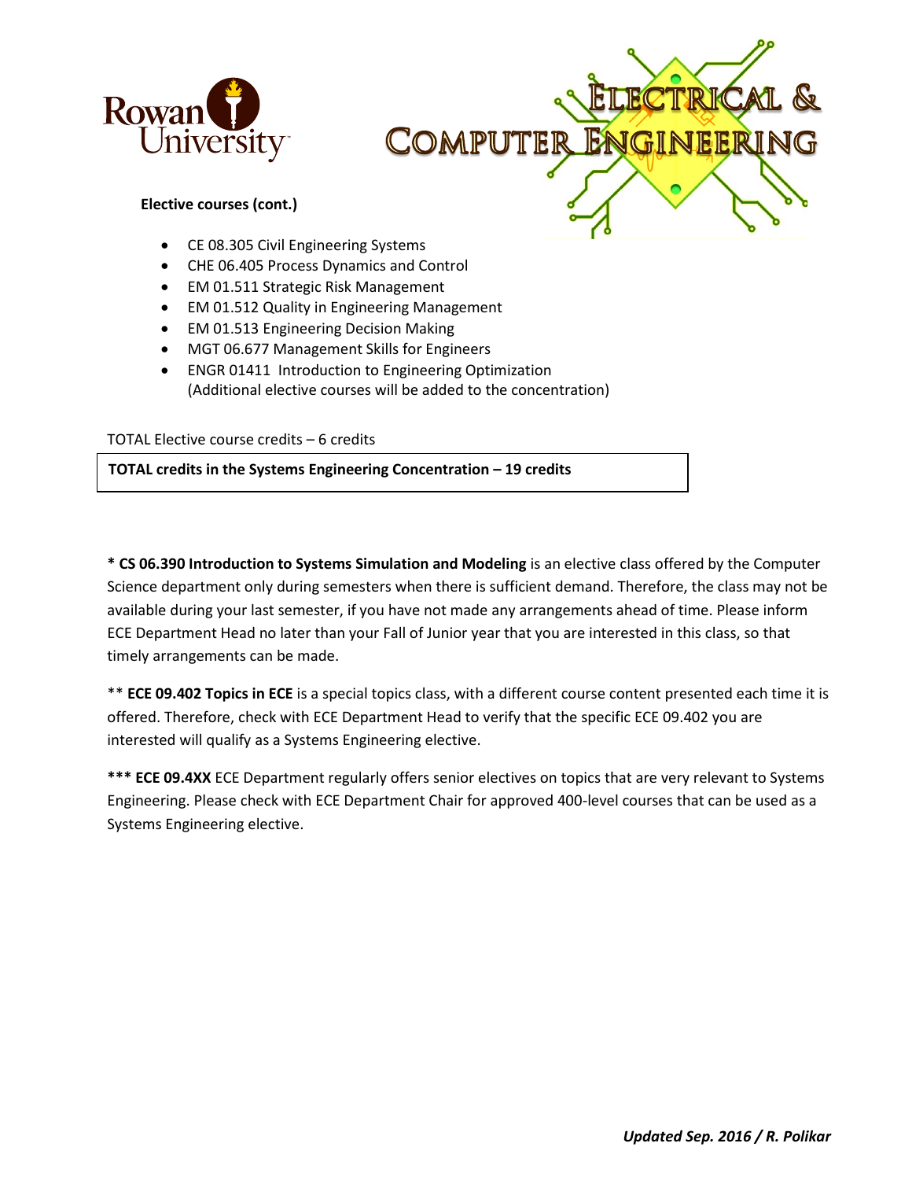**Elective courses (cont.)**

- CE 08.305 Civil Engineering Systems
- CHE 06.405 Process Dynamics and Control
- EM 01.511 Strategic Risk Management
- EM 01.512 Quality in Engineering Management
- EM 01.513 Engineering Decision Making
- MGT 06.677 Management Skills for Engineers
- ENGR 01411 Introduction to Engineering Optimization
  (Additional elective courses will be added to the concentration)

TOTAL Elective course credits – 6 credits

**TOTAL credits in the Systems Engineering Concentration – 19 credits**

**\* CS 06.390 Introduction to Systems Simulation and Modeling** is an elective class offered by the Computer Science department only during semesters when there is sufficient demand. Therefore, the class may not be available during your last semester, if you have not made any arrangements ahead of time. Please inform ECE Department Head no later than your Fall of Junior year that you are interested in this class, so that timely arrangements can be made.

\*\* **ECE 09.402 Topics in ECE** is a special topics class, with a different course content presented each time it is offered. Therefore, check with ECE Department Head to verify that the specific ECE 09.402 you are interested will qualify as a Systems Engineering elective.

**\*\*\* ECE 09.4XX** ECE Department regularly offers senior electives on topics that are very relevant to Systems Engineering. Please check with ECE Department Chair for approved 400-level courses that can be used as a Systems Engineering elective.

***Updated Sep. 2016 / R. Polikar***